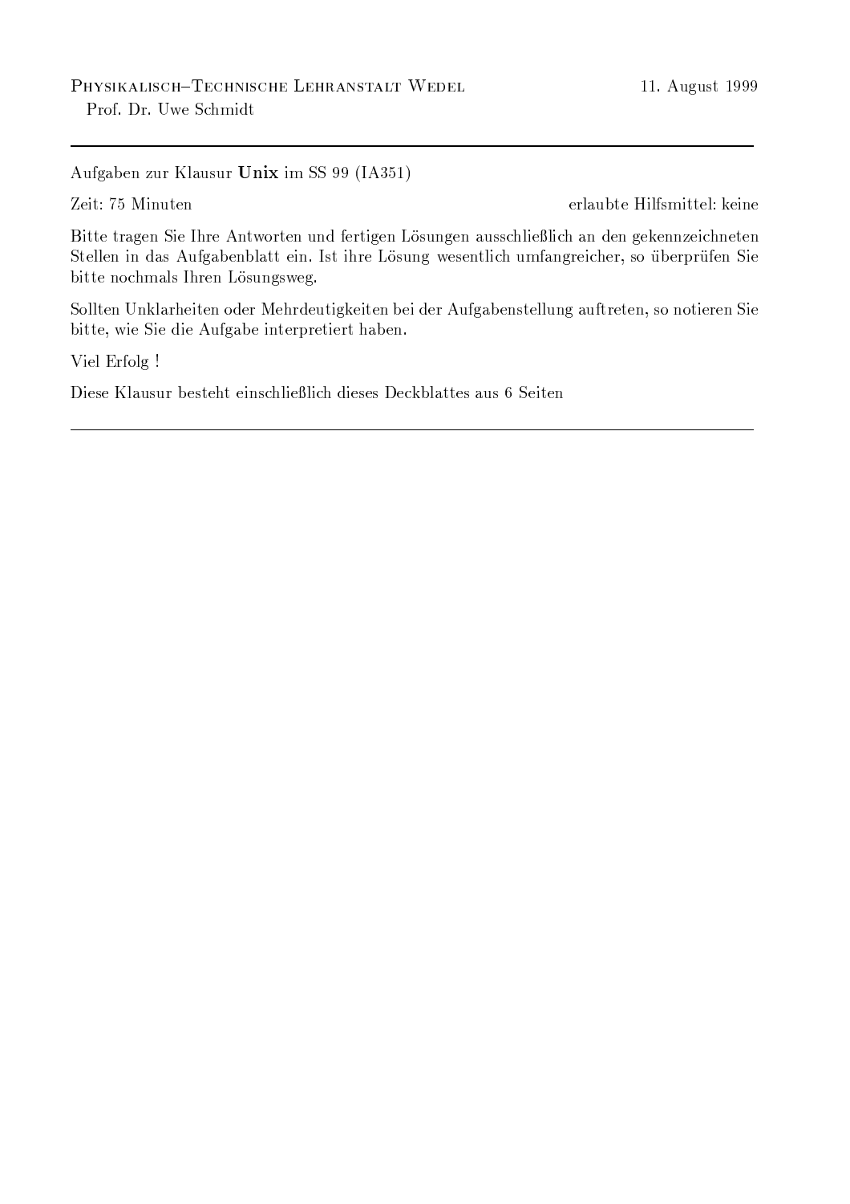Physikalisch–Technische Lehranstalt Wedel    11. August 1999

Prof. Dr. Uwe Schmidt

---

Aufgaben zur Klausur **Unix** im SS 99 (IA351)

Zeit: 75 Minuten    erlaubte Hilfsmittel: keine

Bitte tragen Sie Ihre Antworten und fertigen Lösungen ausschließlich an den gekennzeichneten Stellen in das Aufgabenblatt ein. Ist ihre Lösung wesentlich umfangreicher, so überprüfen Sie bitte nochmals Ihren Lösungsweg.

Sollten Unklarheiten oder Mehrdeutigkeiten bei der Aufgabenstellung auftreten, so notieren Sie bitte, wie Sie die Aufgabe interpretiert haben.

Viel Erfolg !

Diese Klausur besteht einschließlich dieses Deckblattes aus 6 Seiten

---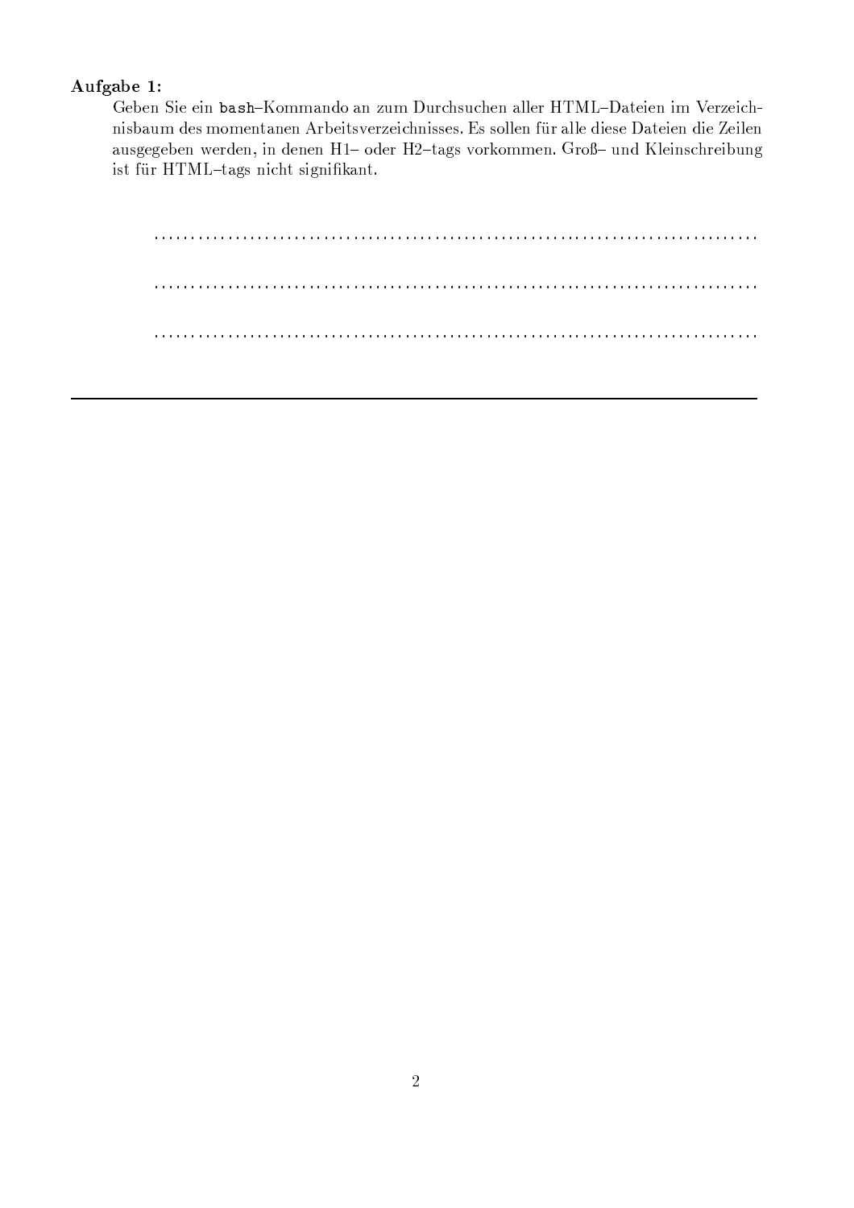**Aufgabe 1:**

Geben Sie ein `bash`–Kommando an zum Durchsuchen aller HTML–Dateien im Verzeichnisbaum des momentanen Arbeitsverzeichnisses. Es sollen für alle diese Dateien die Zeilen ausgegeben werden, in denen H1– oder H2–tags vorkommen. Groß– und Kleinschreibung ist für HTML–tags nicht signifikant.

..............................................................................

..............................................................................

..............................................................................

---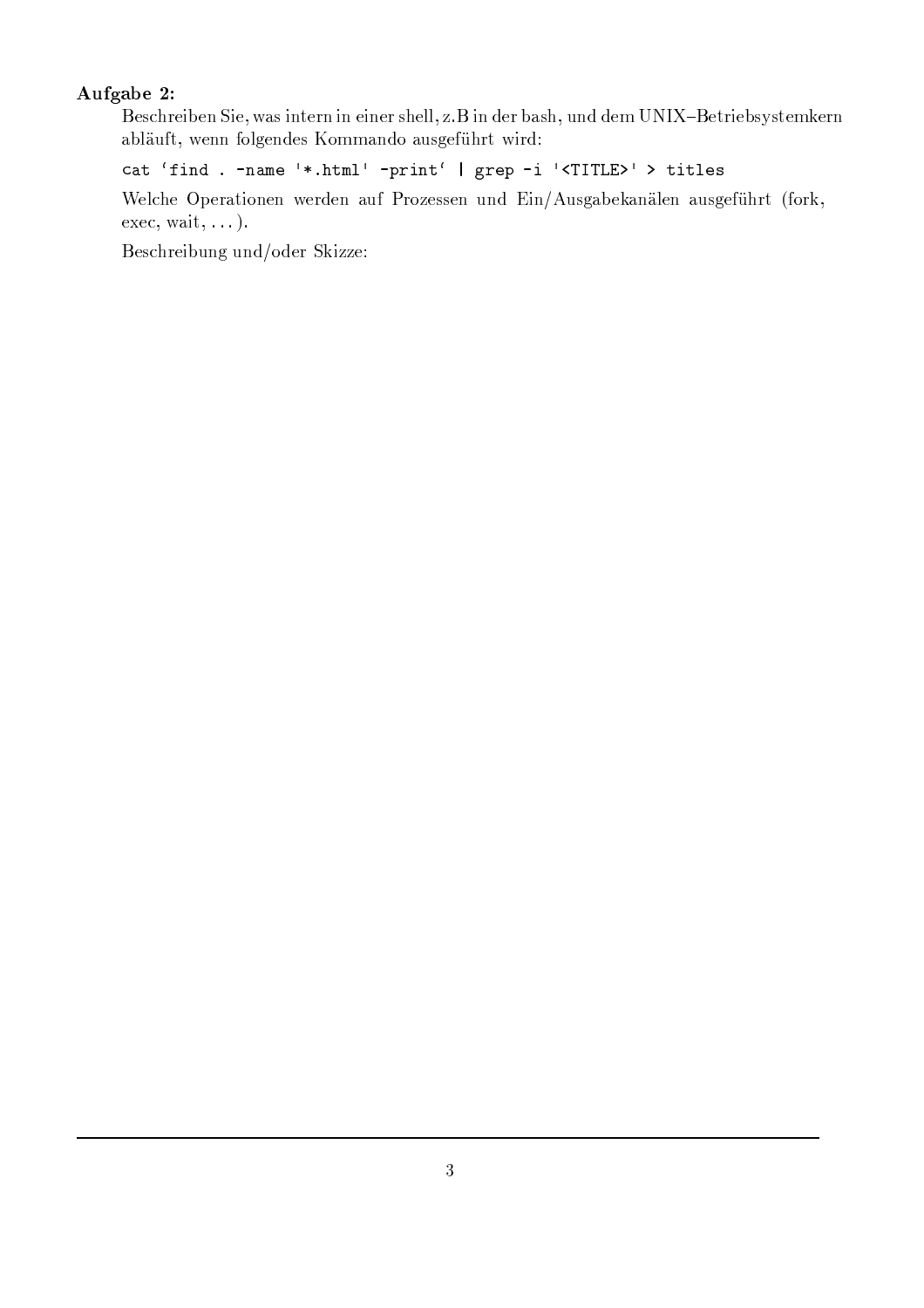**Aufgabe 2:**

Beschreiben Sie, was intern in einer shell, z.B in der bash, und dem UNIX–Betriebsystemkern abläuft, wenn folgendes Kommando ausgeführt wird:

```
cat `find . -name '*.html' -print` | grep -i '<TITLE>' > titles
```

Welche Operationen werden auf Prozessen und Ein/Ausgabekanälen ausgeführt (fork, exec, wait, ...).

Beschreibung und/oder Skizze: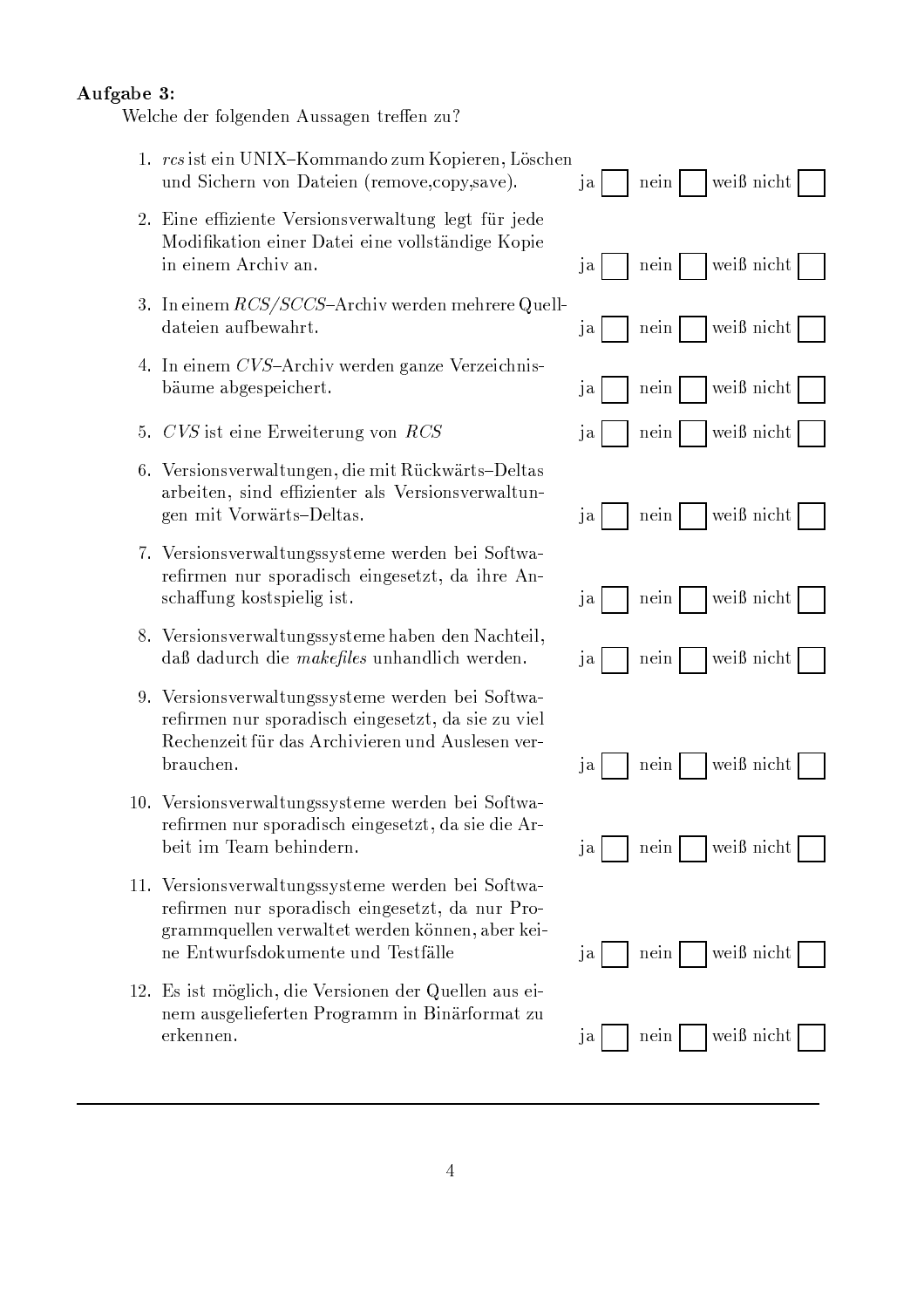**Aufgabe 3:**

Welche der folgenden Aussagen treffen zu?

1. *rcs* ist ein UNIX–Kommando zum Kopieren, Löschen und Sichern von Dateien (remove,copy,save). ja ☐ nein ☐ weiß nicht ☐
2. Eine effiziente Versionsverwaltung legt für jede Modifikation einer Datei eine vollständige Kopie in einem Archiv an. ja ☐ nein ☐ weiß nicht ☐
3. In einem *RCS/SCCS*–Archiv werden mehrere Quelldateien aufbewahrt. ja ☐ nein ☐ weiß nicht ☐
4. In einem *CVS*–Archiv werden ganze Verzeichnisbäume abgespeichert. ja ☐ nein ☐ weiß nicht ☐
5. *CVS* ist eine Erweiterung von *RCS* ja ☐ nein ☐ weiß nicht ☐
6. Versionsverwaltungen, die mit Rückwärts–Deltas arbeiten, sind effizienter als Versionsverwaltungen mit Vorwärts–Deltas. ja ☐ nein ☐ weiß nicht ☐
7. Versionsverwaltungssysteme werden bei Softwarefirmen nur sporadisch eingesetzt, da ihre Anschaffung kostspielig ist. ja ☐ nein ☐ weiß nicht ☐
8. Versionsverwaltungssysteme haben den Nachteil, daß dadurch die *makefiles* unhandlich werden. ja ☐ nein ☐ weiß nicht ☐
9. Versionsverwaltungssysteme werden bei Softwarefirmen nur sporadisch eingesetzt, da sie zu viel Rechenzeit für das Archivieren und Auslesen verbrauchen. ja ☐ nein ☐ weiß nicht ☐
10. Versionsverwaltungssysteme werden bei Softwarefirmen nur sporadisch eingesetzt, da sie die Arbeit im Team behindern. ja ☐ nein ☐ weiß nicht ☐
11. Versionsverwaltungssysteme werden bei Softwarefirmen nur sporadisch eingesetzt, da nur Programmquellen verwaltet werden können, aber keine Entwurfsdokumente und Testfälle ja ☐ nein ☐ weiß nicht ☐
12. Es ist möglich, die Versionen der Quellen aus einem ausgelieferten Programm in Binärformat zu erkennen. ja ☐ nein ☐ weiß nicht ☐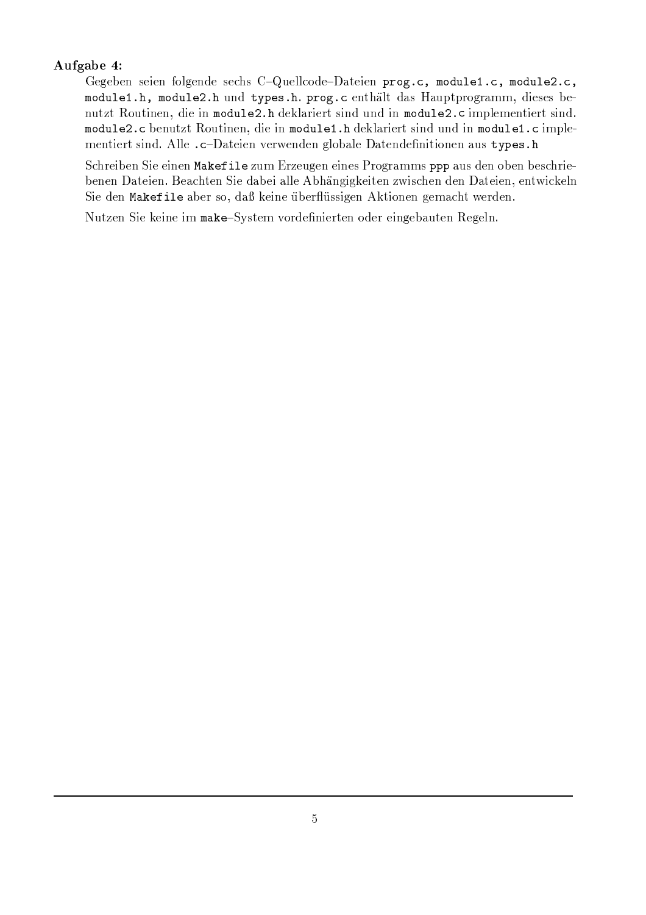**Aufgabe 4:**

Gegeben seien folgende sechs C–Quellcode–Dateien `prog.c, module1.c, module2.c, module1.h, module2.h` und `types.h`. `prog.c` enthält das Hauptprogramm, dieses benutzt Routinen, die in `module2.h` deklariert sind und in `module2.c` implementiert sind. `module2.c` benutzt Routinen, die in `module1.h` deklariert sind und in `module1.c` implementiert sind. Alle `.c`–Dateien verwenden globale Datendefinitionen aus `types.h`

Schreiben Sie einen `Makefile` zum Erzeugen eines Programms `ppp` aus den oben beschriebenen Dateien. Beachten Sie dabei alle Abhängigkeiten zwischen den Dateien, entwickeln Sie den `Makefile` aber so, daß keine überflüssigen Aktionen gemacht werden.

Nutzen Sie keine im `make`–System vordefinierten oder eingebauten Regeln.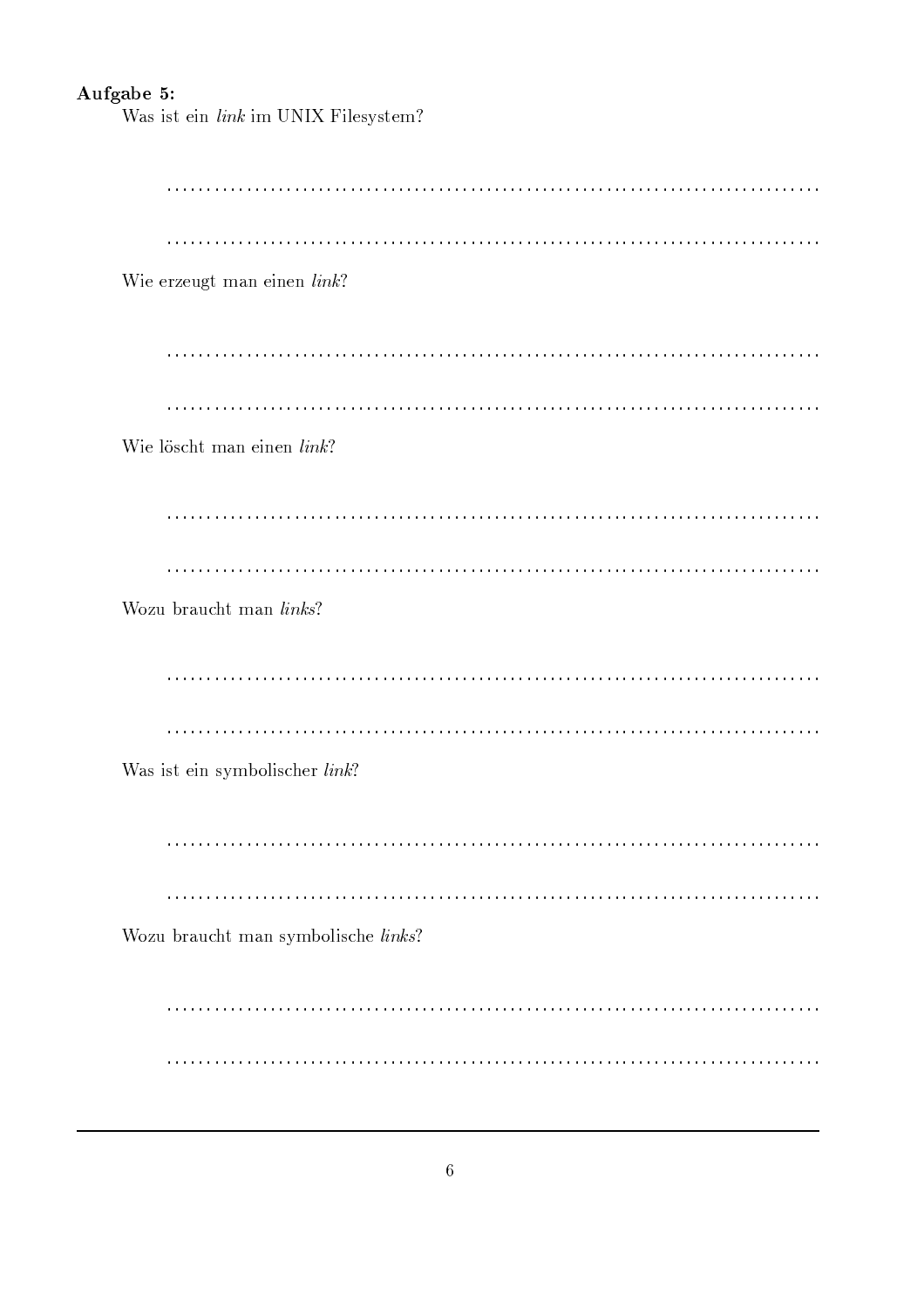**Aufgabe 5:**

Was ist ein *link* im UNIX Filesystem?

. . . . . . . . . . . . . . . . . . . . . . . . . . . . . . . . . . . . . . . . . . . . . . . . . . . . . . . . . . . . . . . . . . . . . . . . . . . .

. . . . . . . . . . . . . . . . . . . . . . . . . . . . . . . . . . . . . . . . . . . . . . . . . . . . . . . . . . . . . . . . . . . . . . . . . . . .

Wie erzeugt man einen *link*?

. . . . . . . . . . . . . . . . . . . . . . . . . . . . . . . . . . . . . . . . . . . . . . . . . . . . . . . . . . . . . . . . . . . . . . . . . . . .

. . . . . . . . . . . . . . . . . . . . . . . . . . . . . . . . . . . . . . . . . . . . . . . . . . . . . . . . . . . . . . . . . . . . . . . . . . . .

Wie löscht man einen *link*?

. . . . . . . . . . . . . . . . . . . . . . . . . . . . . . . . . . . . . . . . . . . . . . . . . . . . . . . . . . . . . . . . . . . . . . . . . . . .

. . . . . . . . . . . . . . . . . . . . . . . . . . . . . . . . . . . . . . . . . . . . . . . . . . . . . . . . . . . . . . . . . . . . . . . . . . . .

Wozu braucht man *links*?

. . . . . . . . . . . . . . . . . . . . . . . . . . . . . . . . . . . . . . . . . . . . . . . . . . . . . . . . . . . . . . . . . . . . . . . . . . . .

. . . . . . . . . . . . . . . . . . . . . . . . . . . . . . . . . . . . . . . . . . . . . . . . . . . . . . . . . . . . . . . . . . . . . . . . . . . .

Was ist ein symbolischer *link*?

. . . . . . . . . . . . . . . . . . . . . . . . . . . . . . . . . . . . . . . . . . . . . . . . . . . . . . . . . . . . . . . . . . . . . . . . . . . .

. . . . . . . . . . . . . . . . . . . . . . . . . . . . . . . . . . . . . . . . . . . . . . . . . . . . . . . . . . . . . . . . . . . . . . . . . . . .

Wozu braucht man symbolische *links*?

. . . . . . . . . . . . . . . . . . . . . . . . . . . . . . . . . . . . . . . . . . . . . . . . . . . . . . . . . . . . . . . . . . . . . . . . . . . .

. . . . . . . . . . . . . . . . . . . . . . . . . . . . . . . . . . . . . . . . . . . . . . . . . . . . . . . . . . . . . . . . . . . . . . . . . . . .